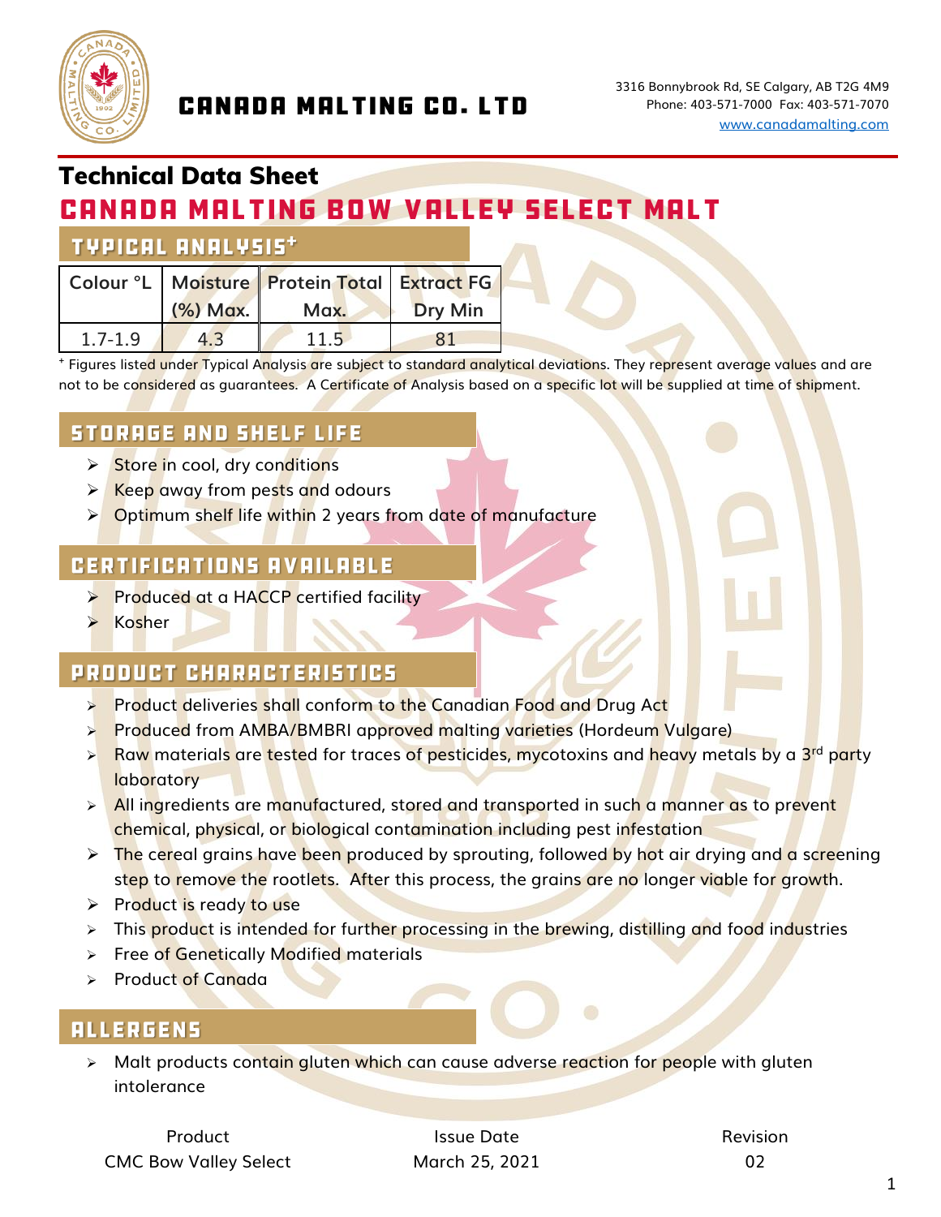# CANADA MALTING CO. LTD

3316 Bonnybrook Rd, SE Calgary, AB T2G 4M9
Phone: 403-571-7000 Fax: 403-571-7070
www.canadamalting.com

## Technical Data Sheet

# CANADA MALTING BOW VALLEY SELECT MALT

## TYPICAL ANALYSIS+

| Colour °L | Moisture (%) Max. | Protein Total Max. | Extract FG Dry Min |
|---|---|---|---|
| 1.7-1.9 | 4.3 | 11.5 | 81 |

+ Figures listed under Typical Analysis are subject to standard analytical deviations. They represent average values and are not to be considered as guarantees. A Certificate of Analysis based on a specific lot will be supplied at time of shipment.

## STORAGE AND SHELF LIFE

- Store in cool, dry conditions
- Keep away from pests and odours
- Optimum shelf life within 2 years from date of manufacture

## CERTIFICATIONS AVAILABLE

- Produced at a HACCP certified facility
- Kosher

## PRODUCT CHARACTERISTICS

- Product deliveries shall conform to the Canadian Food and Drug Act
- Produced from AMBA/BMBRI approved malting varieties (Hordeum Vulgare)
- Raw materials are tested for traces of pesticides, mycotoxins and heavy metals by a 3rd party laboratory
- All ingredients are manufactured, stored and transported in such a manner as to prevent chemical, physical, or biological contamination including pest infestation
- The cereal grains have been produced by sprouting, followed by hot air drying and a screening step to remove the rootlets. After this process, the grains are no longer viable for growth.
- Product is ready to use
- This product is intended for further processing in the brewing, distilling and food industries
- Free of Genetically Modified materials
- Product of Canada

## ALLERGENS

- Malt products contain gluten which can cause adverse reaction for people with gluten intolerance

| Product | Issue Date | Revision |
|---|---|---|
| CMC Bow Valley Select | March 25, 2021 | 02 |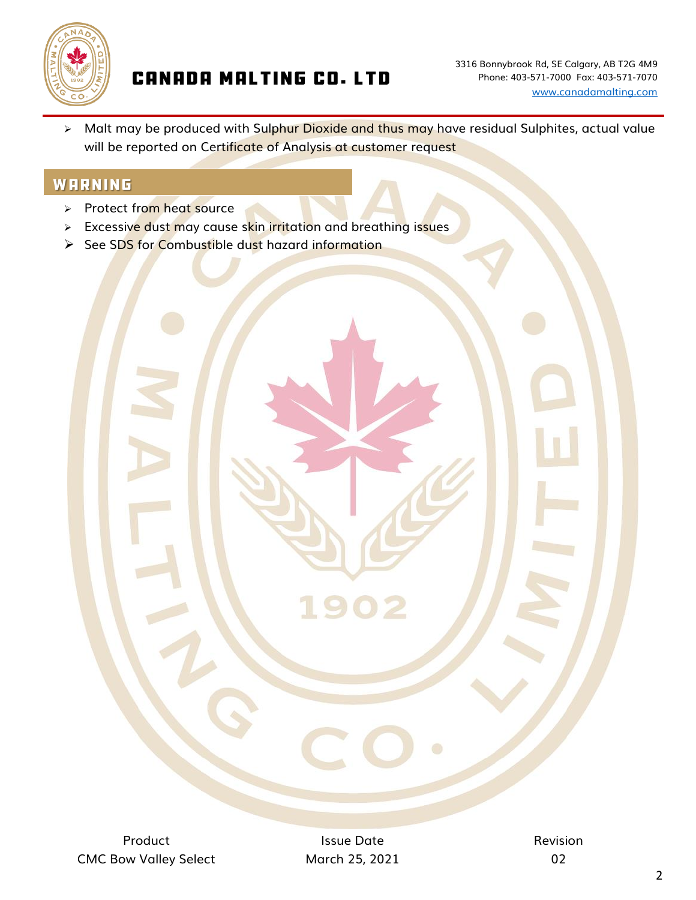- Malt may be produced with Sulphur Dioxide and thus may have residual Sulphites, actual value will be reported on Certificate of Analysis at customer request

## WARNING

- Protect from heat source
- Excessive dust may cause skin irritation and breathing issues
- See SDS for Combustible dust hazard information